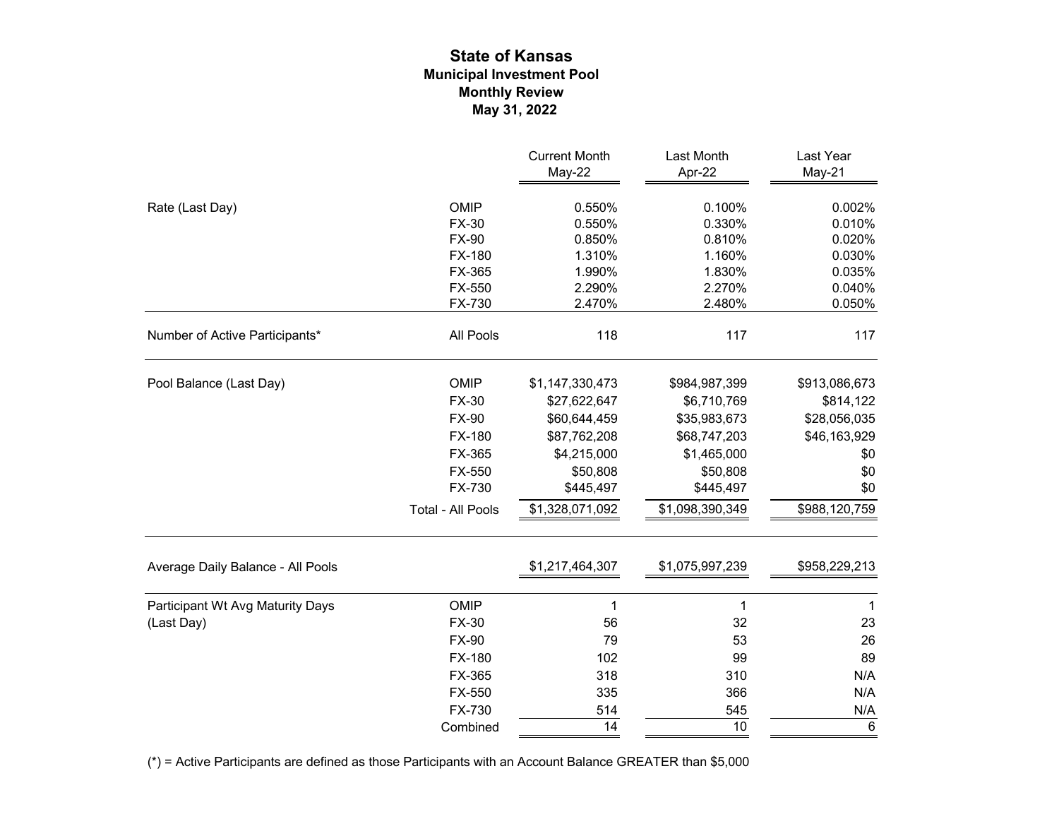# State of Kansas
## Municipal Investment Pool
### Monthly Review
### May 31, 2022

| | | Current Month May-22 | Last Month Apr-22 | Last Year May-21 |
|---|---|---|---|---|
| Rate (Last Day) | OMIP | 0.550% | 0.100% | 0.002% |
| | FX-30 | 0.550% | 0.330% | 0.010% |
| | FX-90 | 0.850% | 0.810% | 0.020% |
| | FX-180 | 1.310% | 1.160% | 0.030% |
| | FX-365 | 1.990% | 1.830% | 0.035% |
| | FX-550 | 2.290% | 2.270% | 0.040% |
| | FX-730 | 2.470% | 2.480% | 0.050% |
| Number of Active Participants* | All Pools | 118 | 117 | 117 |
| Pool Balance (Last Day) | OMIP | $1,147,330,473 | $984,987,399 | $913,086,673 |
| | FX-30 | $27,622,647 | $6,710,769 | $814,122 |
| | FX-90 | $60,644,459 | $35,983,673 | $28,056,035 |
| | FX-180 | $87,762,208 | $68,747,203 | $46,163,929 |
| | FX-365 | $4,215,000 | $1,465,000 | $0 |
| | FX-550 | $50,808 | $50,808 | $0 |
| | FX-730 | $445,497 | $445,497 | $0 |
| | Total - All Pools | $1,328,071,092 | $1,098,390,349 | $988,120,759 |
| Average Daily Balance - All Pools | | $1,217,464,307 | $1,075,997,239 | $958,229,213 |
| Participant Wt Avg Maturity Days (Last Day) | OMIP | 1 | 1 | 1 |
| | FX-30 | 56 | 32 | 23 |
| | FX-90 | 79 | 53 | 26 |
| | FX-180 | 102 | 99 | 89 |
| | FX-365 | 318 | 310 | N/A |
| | FX-550 | 335 | 366 | N/A |
| | FX-730 | 514 | 545 | N/A |
| | Combined | 14 | 10 | 6 |

(*) = Active Participants are defined as those Participants with an Account Balance GREATER than $5,000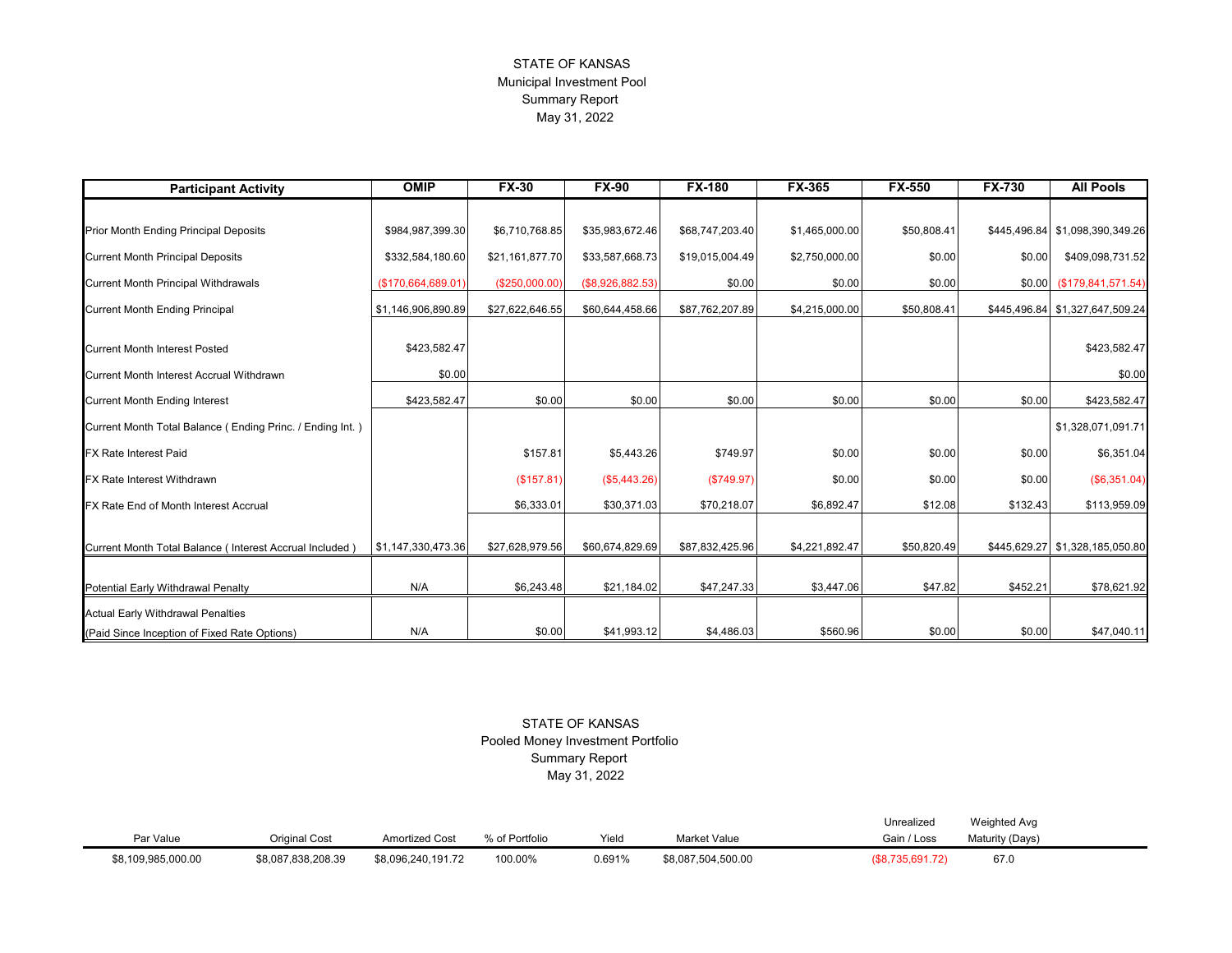STATE OF KANSAS
Municipal Investment Pool
Summary Report
May 31, 2022

| Participant Activity | OMIP | FX-30 | FX-90 | FX-180 | FX-365 | FX-550 | FX-730 | All Pools |
|---|---|---|---|---|---|---|---|---|
| Prior Month Ending Principal Deposits | $984,987,399.30 | $6,710,768.85 | $35,983,672.46 | $68,747,203.40 | $1,465,000.00 | $50,808.41 | $445,496.84 | $1,098,390,349.26 |
| Current Month Principal Deposits | $332,584,180.60 | $21,161,877.70 | $33,587,668.73 | $19,015,004.49 | $2,750,000.00 | $0.00 | $0.00 | $409,098,731.52 |
| Current Month Principal Withdrawals | ($170,664,689.01) | ($250,000.00) | ($8,926,882.53) | $0.00 | $0.00 | $0.00 | $0.00 | ($179,841,571.54) |
| Current Month Ending Principal | $1,146,906,890.89 | $27,622,646.55 | $60,644,458.66 | $87,762,207.89 | $4,215,000.00 | $50,808.41 | $445,496.84 | $1,327,647,509.24 |
| Current Month Interest Posted | $423,582.47 | | | | | | | $423,582.47 |
| Current Month Interest Accrual Withdrawn | $0.00 | | | | | | | $0.00 |
| Current Month Ending Interest | $423,582.47 | $0.00 | $0.00 | $0.00 | $0.00 | $0.00 | $0.00 | $423,582.47 |
| Current Month Total Balance ( Ending Princ. / Ending Int. ) | | | | | | | | $1,328,071,091.71 |
| FX Rate Interest Paid | | $157.81 | $5,443.26 | $749.97 | $0.00 | $0.00 | $0.00 | $6,351.04 |
| FX Rate Interest Withdrawn | | ($157.81) | ($5,443.26) | ($749.97) | $0.00 | $0.00 | $0.00 | ($6,351.04) |
| FX Rate End of Month Interest Accrual | | $6,333.01 | $30,371.03 | $70,218.07 | $6,892.47 | $12.08 | $132.43 | $113,959.09 |
| Current Month Total Balance ( Interest Accrual Included ) | $1,147,330,473.36 | $27,628,979.56 | $60,674,829.69 | $87,832,425.96 | $4,221,892.47 | $50,820.49 | $445,629.27 | $1,328,185,050.80 |
| Potential Early Withdrawal Penalty | N/A | $6,243.48 | $21,184.02 | $47,247.33 | $3,447.06 | $47.82 | $452.21 | $78,621.92 |
| Actual Early Withdrawal Penalties (Paid Since Inception of Fixed Rate Options) | N/A | $0.00 | $41,993.12 | $4,486.03 | $560.96 | $0.00 | $0.00 | $47,040.11 |

STATE OF KANSAS
Pooled Money Investment Portfolio
Summary Report
May 31, 2022

| Par Value | Original Cost | Amortized Cost | % of Portfolio | Yield | Market Value | Unrealized Gain / Loss | Weighted Avg Maturity (Days) |
|---|---|---|---|---|---|---|---|
| $8,109,985,000.00 | $8,087,838,208.39 | $8,096,240,191.72 | 100.00% | 0.691% | $8,087,504,500.00 | ($8,735,691.72) | 67.0 |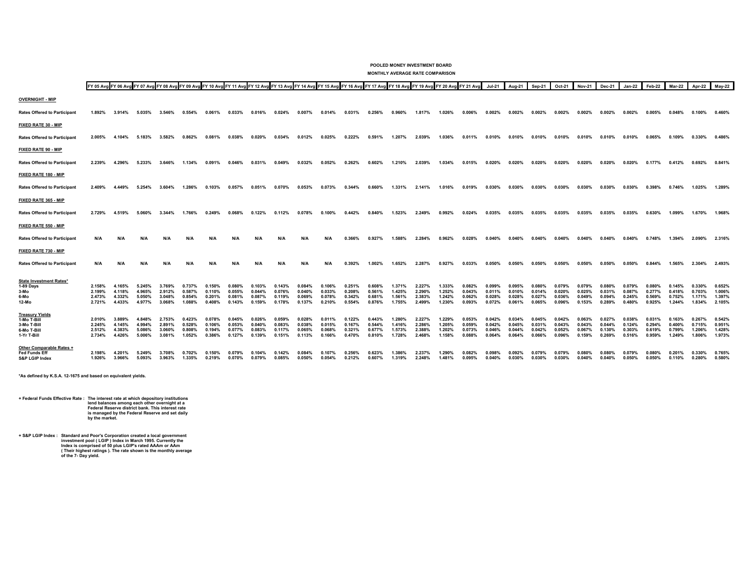**POOLED MONEY INVESTMENT BOARD**

**MONTHLY AVERAGE RATE COMPARISON**

| | FY 05 Avg | FY 06 Avg | FY 07 Avg | FY 08 Avg | FY 09 Avg | FY 10 Avg | FY 11 Avg | FY 12 Avg | FY 13 Avg | FY 14 Avg | FY 15 Avg | FY 16 Avg | FY 17 Avg | FY 18 Avg | FY 19 Avg | FY 20 Avg | FY 21 Avg | Jul-21 | Aug-21 | Sep-21 | Oct-21 | Nov-21 | Dec-21 | Jan-22 | Feb-22 | Mar-22 | Apr-22 | May-22 |
|---|---|---|---|---|---|---|---|---|---|---|---|---|---|---|---|---|---|---|---|---|---|---|---|---|---|---|---|---|
| **OVERNIGHT - MIP** | | | | | | | | | | | | | | | | | | | | | | | | | | | | |
| Rates Offered to Participant | 1.892% | 3.914% | 5.035% | 3.546% | 0.554% | 0.061% | 0.033% | 0.016% | 0.024% | 0.007% | 0.014% | 0.031% | 0.256% | 0.960% | 1.817% | 1.026% | 0.006% | 0.002% | 0.002% | 0.002% | 0.002% | 0.002% | 0.002% | 0.002% | 0.005% | 0.048% | 0.100% | 0.460% |
| **FIXED RATE 30 - MIP** | | | | | | | | | | | | | | | | | | | | | | | | | | | | |
| Rates Offered to Participant | 2.005% | 4.104% | 5.183% | 3.582% | 0.862% | 0.081% | 0.038% | 0.020% | 0.034% | 0.012% | 0.025% | 0.222% | 0.591% | 1.207% | 2.039% | 1.036% | 0.011% | 0.010% | 0.010% | 0.010% | 0.010% | 0.010% | 0.010% | 0.010% | 0.065% | 0.109% | 0.330% | 0.486% |
| **FIXED RATE 90 - MIP** | | | | | | | | | | | | | | | | | | | | | | | | | | | | |
| Rates Offered to Participant | 2.239% | 4.296% | 5.233% | 3.646% | 1.134% | 0.091% | 0.046% | 0.031% | 0.049% | 0.032% | 0.052% | 0.262% | 0.602% | 1.210% | 2.039% | 1.034% | 0.015% | 0.020% | 0.020% | 0.020% | 0.020% | 0.020% | 0.020% | 0.020% | 0.177% | 0.412% | 0.692% | 0.841% |
| **FIXED RATE 180 - MIP** | | | | | | | | | | | | | | | | | | | | | | | | | | | | |
| Rates Offered to Participant | 2.409% | 4.449% | 5.254% | 3.604% | 1.286% | 0.103% | 0.057% | 0.051% | 0.070% | 0.053% | 0.073% | 0.344% | 0.660% | 1.331% | 2.141% | 1.016% | 0.019% | 0.030% | 0.030% | 0.030% | 0.030% | 0.030% | 0.030% | 0.030% | 0.398% | 0.746% | 1.025% | 1.289% |
| **FIXED RATE 365 - MIP** | | | | | | | | | | | | | | | | | | | | | | | | | | | | |
| Rates Offered to Participant | 2.729% | 4.519% | 5.060% | 3.344% | 1.766% | 0.249% | 0.068% | 0.122% | 0.112% | 0.078% | 0.100% | 0.442% | 0.840% | 1.523% | 2.249% | 0.992% | 0.024% | 0.035% | 0.035% | 0.035% | 0.035% | 0.035% | 0.035% | 0.035% | 0.630% | 1.099% | 1.670% | 1.968% |
| **FIXED RATE 550 - MIP** | | | | | | | | | | | | | | | | | | | | | | | | | | | | |
| Rates Offered to Participant | N/A | N/A | N/A | N/A | N/A | N/A | N/A | N/A | N/A | N/A | N/A | 0.366% | 0.927% | 1.588% | 2.284% | 0.962% | 0.028% | 0.040% | 0.040% | 0.040% | 0.040% | 0.040% | 0.040% | 0.040% | 0.748% | 1.394% | 2.090% | 2.316% |
| **FIXED RATE 730 - MIP** | | | | | | | | | | | | | | | | | | | | | | | | | | | | |
| Rates Offered to Participant | N/A | N/A | N/A | N/A | N/A | N/A | N/A | N/A | N/A | N/A | N/A | 0.392% | 1.002% | 1.652% | 2.287% | 0.927% | 0.033% | 0.050% | 0.050% | 0.050% | 0.050% | 0.050% | 0.050% | 0.050% | 0.844% | 1.565% | 2.304% | 2.493% |
| **State Investment Rates*** | | | | | | | | | | | | | | | | | | | | | | | | | | | | |
| 1-89 Days | 2.158% | 4.165% | 5.245% | 3.769% | 0.737% | 0.150% | 0.080% | 0.103% | 0.143% | 0.084% | 0.106% | 0.251% | 0.608% | 1.371% | 2.227% | 1.333% | 0.082% | 0.099% | 0.095% | 0.080% | 0.079% | 0.079% | 0.080% | 0.079% | 0.080% | 0.145% | 0.330% | 0.652% |
| 3-Mo | 2.199% | 4.118% | 4.965% | 2.912% | 0.587% | 0.110% | 0.055% | 0.044% | 0.076% | 0.040% | 0.033% | 0.208% | 0.561% | 1.425% | 2.290% | 1.252% | 0.043% | 0.011% | 0.010% | 0.014% | 0.020% | 0.025% | 0.031% | 0.087% | 0.277% | 0.418% | 0.703% | 1.006% |
| 6-Mo | 2.473% | 4.332% | 5.050% | 3.048% | 0.854% | 0.201% | 0.081% | 0.087% | 0.119% | 0.069% | 0.078% | 0.342% | 0.681% | 1.561% | 2.383% | 1.242% | 0.062% | 0.028% | 0.028% | 0.027% | 0.036% | 0.049% | 0.094% | 0.245% | 0.569% | 0.752% | 1.171% | 1.397% |
| 12-Mo | 2.721% | 4.433% | 4.977% | 3.068% | 1.088% | 0.408% | 0.143% | 0.159% | 0.178% | 0.137% | 0.210% | 0.554% | 0.876% | 1.755% | 2.499% | 1.230% | 0.093% | 0.072% | 0.061% | 0.065% | 0.096% | 0.153% | 0.289% | 0.480% | 0.925% | 1.244% | 1.834% | 2.105% |
| **Treasury Yields** | | | | | | | | | | | | | | | | | | | | | | | | | | | | |
| 1-Mo T-Bill | 2.010% | 3.889% | 4.848% | 2.753% | 0.423% | 0.078% | 0.045% | 0.026% | 0.059% | 0.028% | 0.011% | 0.122% | 0.443% | 1.280% | 2.227% | 1.229% | 0.053% | 0.042% | 0.034% | 0.045% | 0.042% | 0.063% | 0.027% | 0.038% | 0.031% | 0.163% | 0.267% | 0.542% |
| 3-Mo T-Bill | 2.245% | 4.145% | 4.994% | 2.891% | 0.528% | 0.106% | 0.053% | 0.040% | 0.083% | 0.038% | 0.015% | 0.167% | 0.544% | 1.416% | 2.286% | 1.205% | 0.059% | 0.042% | 0.045% | 0.031% | 0.043% | 0.043% | 0.044% | 0.124% | 0.294% | 0.400% | 0.715% | 0.951% |
| 6-Mo T-Bill | 2.512% | 4.383% | 5.086% | 3.060% | 0.808% | 0.194% | 0.077% | 0.083% | 0.117% | 0.065% | 0.068% | 0.321% | 0.677% | 1.573% | 2.388% | 1.202% | 0.073% | 0.046% | 0.044% | 0.042% | 0.052% | 0.067% | 0.130% | 0.303% | 0.619% | 0.799% | 1.206% | 1.428% |
| 1-Yr T-Bill | 2.734% | 4.426% | 5.006% | 3.081% | 1.052% | 0.386% | 0.127% | 0.139% | 0.151% | 0.113% | 0.166% | 0.470% | 0.810% | 1.728% | 2.468% | 1.158% | 0.088% | 0.064% | 0.064% | 0.066% | 0.096% | 0.159% | 0.269% | 0.516% | 0.959% | 1.249% | 1.806% | 1.973% |
| **Other Comparable Rates +** | | | | | | | | | | | | | | | | | | | | | | | | | | | | |
| Fed Funds Eff | 2.198% | 4.201% | 5.249% | 3.708% | 0.702% | 0.150% | 0.079% | 0.104% | 0.142% | 0.084% | 0.107% | 0.256% | 0.623% | 1.386% | 2.237% | 1.290% | 0.082% | 0.098% | 0.092% | 0.079% | 0.079% | 0.080% | 0.080% | 0.079% | 0.080% | 0.201% | 0.330% | 0.765% |
| S&P LGIP Index | 1.926% | 3.966% | 5.093% | 3.963% | 1.335% | 0.219% | 0.070% | 0.079% | 0.085% | 0.050% | 0.054% | 0.212% | 0.607% | 1.319% | 2.248% | 1.481% | 0.095% | 0.040% | 0.030% | 0.030% | 0.030% | 0.040% | 0.040% | 0.050% | 0.050% | 0.110% | 0.280% | 0.580% |

*As defined by K.S.A. 12-1675 and based on equivalent yields.

+ Federal Funds Effective Rate : The interest rate at which depository institutions lend balances among each other overnight at a Federal Reserve district bank. This interest rate is managed by the Federal Reserve and set daily by the market.

+ S&P LGIP Index : Standard and Poor's Corporation created a local government investment pool ( LGIP ) Index in March 1995. Currently the Index is comprised of 50 plus LGIP's rated AAAm or AAm ( Their highest ratings ). The rate shown is the monthly average of the 7- Day yield.